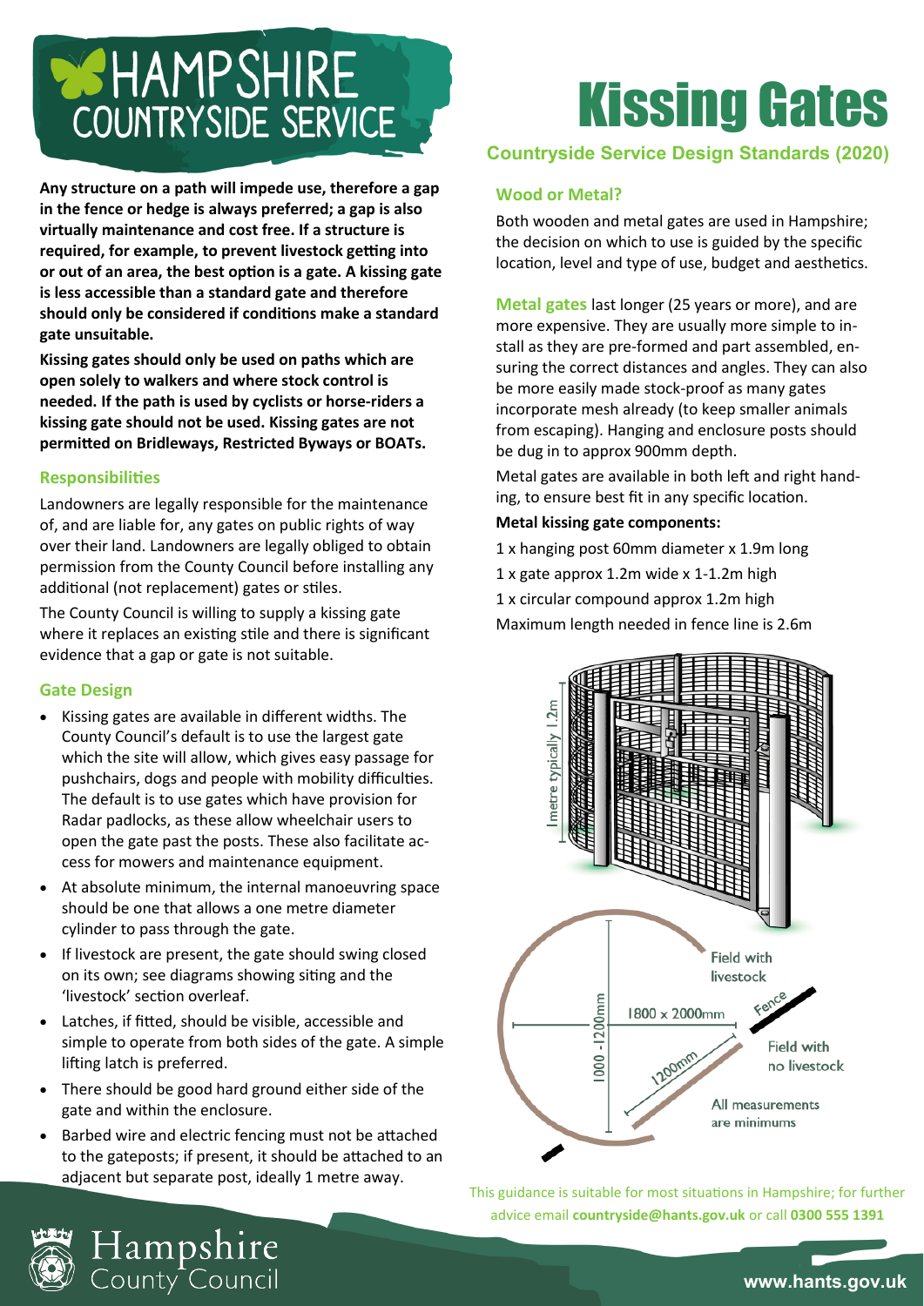# HAMPSHIRE COUNTRYSIDE SERVICE

# Kissing Gates

**Countryside Service Design Standards (2020)**

**Any structure on a path will impede use, therefore a gap in the fence or hedge is always preferred; a gap is also virtually maintenance and cost free. If a structure is required, for example, to prevent livestock getting into or out of an area, the best option is a gate. A kissing gate is less accessible than a standard gate and therefore should only be considered if conditions make a standard gate unsuitable.**

**Kissing gates should only be used on paths which are open solely to walkers and where stock control is needed. If the path is used by cyclists or horse-riders a kissing gate should not be used. Kissing gates are not permitted on Bridleways, Restricted Byways or BOATs.**

## Responsibilities

Landowners are legally responsible for the maintenance of, and are liable for, any gates on public rights of way over their land. Landowners are legally obliged to obtain permission from the County Council before installing any additional (not replacement) gates or stiles.

The County Council is willing to supply a kissing gate where it replaces an existing stile and there is significant evidence that a gap or gate is not suitable.

## Gate Design

- Kissing gates are available in different widths. The County Council's default is to use the largest gate which the site will allow, which gives easy passage for pushchairs, dogs and people with mobility difficulties. The default is to use gates which have provision for Radar padlocks, as these allow wheelchair users to open the gate past the posts. These also facilitate access for mowers and maintenance equipment.
- At absolute minimum, the internal manoeuvring space should be one that allows a one metre diameter cylinder to pass through the gate.
- If livestock are present, the gate should swing closed on its own; see diagrams showing siting and the 'livestock' section overleaf.
- Latches, if fitted, should be visible, accessible and simple to operate from both sides of the gate. A simple lifting latch is preferred.
- There should be good hard ground either side of the gate and within the enclosure.
- Barbed wire and electric fencing must not be attached to the gateposts; if present, it should be attached to an adjacent but separate post, ideally 1 metre away.

## Wood or Metal?

Both wooden and metal gates are used in Hampshire; the decision on which to use is guided by the specific location, level and type of use, budget and aesthetics.

**Metal gates** last longer (25 years or more), and are more expensive. They are usually more simple to install as they are pre-formed and part assembled, ensuring the correct distances and angles. They can also be more easily made stock-proof as many gates incorporate mesh already (to keep smaller animals from escaping). Hanging and enclosure posts should be dug in to approx 900mm depth.

Metal gates are available in both left and right handing, to ensure best fit in any specific location.

**Metal kissing gate components:**

1 x hanging post 60mm diameter x 1.9m long

1 x gate approx 1.2m wide x 1-1.2m high

1 x circular compound approx 1.2m high

Maximum length needed in fence line is 2.6m

1 metre typically 1.2m

Field with livestock

Fence

1800 x 2000mm

1000 -1200mm

1200mm

Field with no livestock

All measurements are minimums

This guidance is suitable for most situations in Hampshire; for further advice email **countryside@hants.gov.uk** or call **0300 555 1391**

Hampshire County Council

**www.hants.gov.uk**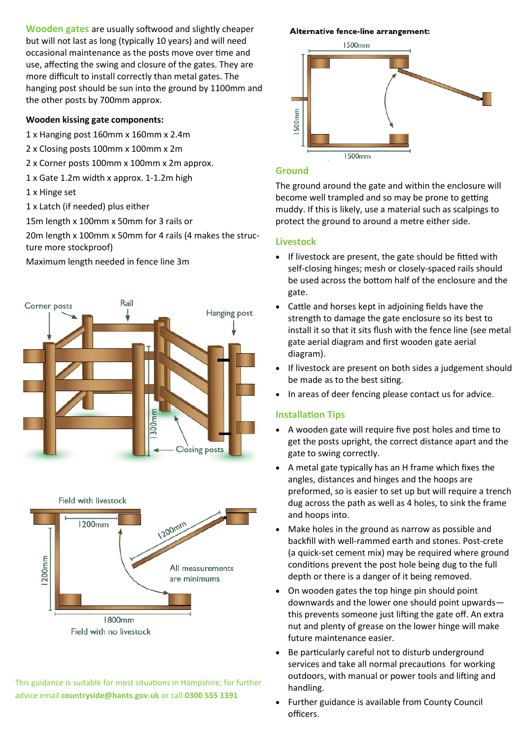**Wooden gates** are usually softwood and slightly cheaper but will not last as long (typically 10 years) and will need occasional maintenance as the posts move over time and use, affecting the swing and closure of the gates. They are more difficult to install correctly than metal gates. The hanging post should be sun into the ground by 1100mm and the other posts by 700mm approx.

**Wooden kissing gate components:**

1 x Hanging post 160mm x 160mm x 2.4m

2 x Closing posts 100mm x 100mm x 2m

2 x Corner posts 100mm x 100mm x 2m approx.

1 x Gate 1.2m width x approx. 1-1.2m high

1 x Hinge set

1 x Latch (if needed) plus either

15m length x 100mm x 50mm for 3 rails or

20m length x 100mm x 50mm for 4 rails (4 makes the structure more stockproof)

Maximum length needed in fence line 3m

Corner posts
Rail
Hanging post
1300mm
Closing posts

Field with livestock
1200mm
1200mm
1200mm
All measurements are minimums
1800mm
Field with no livestock

This guidance is suitable for most situations in Hampshire; for further advice email **countryside@hants.gov.uk** or call **0300 555 1391**

**Alternative fence-line arrangement:**

1500mm
1500mm
1500mm

## Ground

The ground around the gate and within the enclosure will become well trampled and so may be prone to getting muddy. If this is likely, use a material such as scalpings to protect the ground to around a metre either side.

## Livestock

- If livestock are present, the gate should be fitted with self-closing hinges; mesh or closely-spaced rails should be used across the bottom half of the enclosure and the gate.
- Cattle and horses kept in adjoining fields have the strength to damage the gate enclosure so its best to install it so that it sits flush with the fence line (see metal gate aerial diagram and first wooden gate aerial diagram).
- If livestock are present on both sides a judgement should be made as to the best siting.
- In areas of deer fencing please contact us for advice.

## Installation Tips

- A wooden gate will require five post holes and time to get the posts upright, the correct distance apart and the gate to swing correctly.
- A metal gate typically has an H frame which fixes the angles, distances and hinges and the hoops are preformed, so is easier to set up but will require a trench dug across the path as well as 4 holes, to sink the frame and hoops into.
- Make holes in the ground as narrow as possible and backfill with well-rammed earth and stones. Post-crete (a quick-set cement mix) may be required where ground conditions prevent the post hole being dug to the full depth or there is a danger of it being removed.
- On wooden gates the top hinge pin should point downwards and the lower one should point upwards—this prevents someone just lifting the gate off. An extra nut and plenty of grease on the lower hinge will make future maintenance easier.
- Be particularly careful not to disturb underground services and take all normal precautions for working outdoors, with manual or power tools and lifting and handling.
- Further guidance is available from County Council officers.